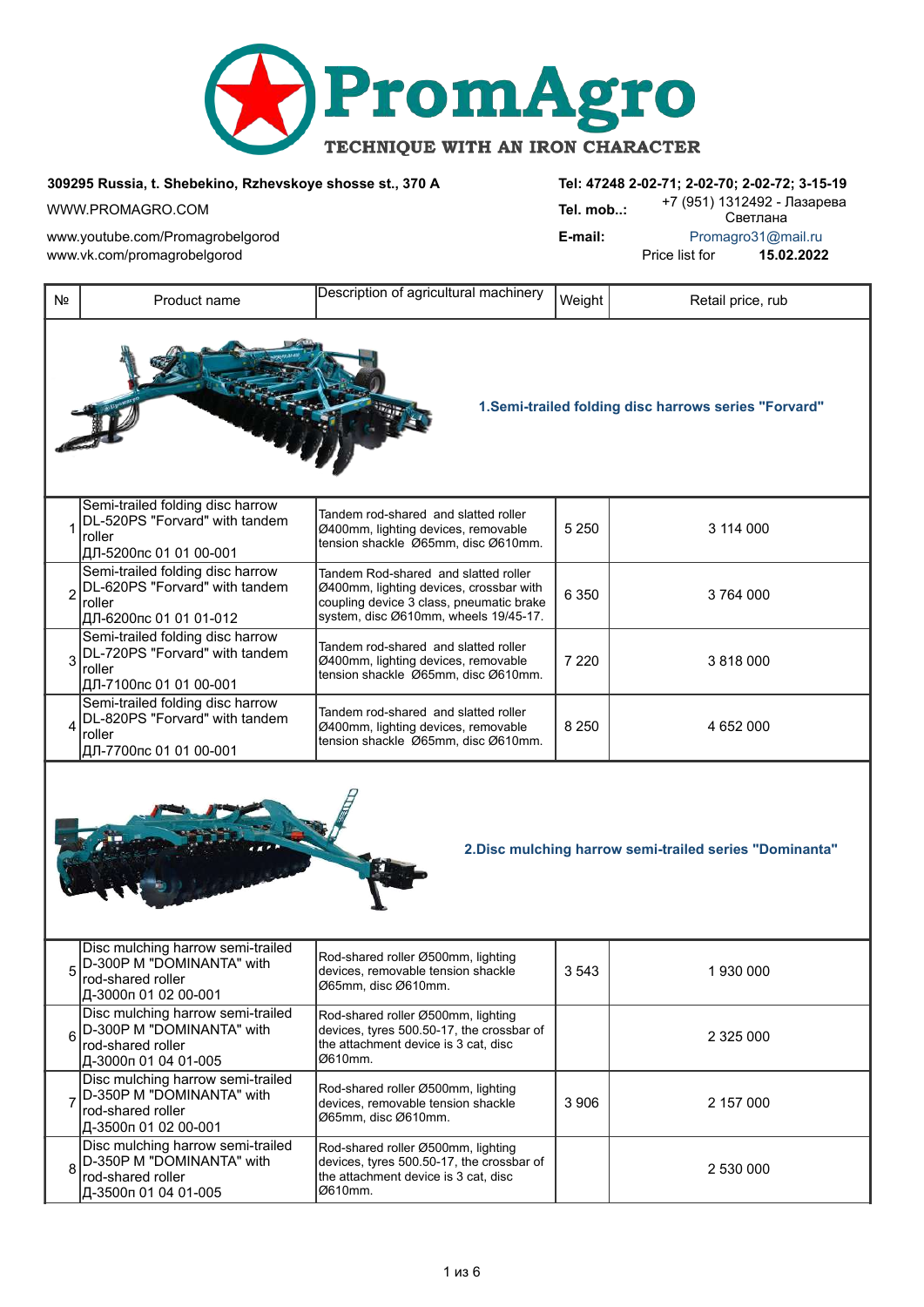# PromAgro

TECHNIQUE WITH AN IRON CHARACTER

**309295 Russia, t. Shebekino, Rzhevskoye shosse st., 370 A**

WWW.PROMAGRO.COM

www.youtube.com/Promagrobelgorod

www.vk.com/promagrobelgorod

**Tel: 47248 2-02-71; 2-02-70; 2-02-72; 3-15-19**

**Tel. mob..:** +7 (951) 1312492 - Лазарева Светлана

**E-mail:** Promagro31@mail.ru

Price list for **15.02.2022**

| № | Product name | Description of agricultural machinery | Weight | Retail price, rub |
|---|---|---|---|---|
| | **1.Semi-trailed folding disc harrows series "Forvard"** | | | |
| 1 | Semi-trailed folding disc harrow DL-520PS "Forvard" with tandem roller ДЛ-5200пс 01 01 00-001 | Tandem rod-shared and slatted roller Ø400mm, lighting devices, removable tension shackle Ø65mm, disc Ø610mm. | 5 250 | 3 114 000 |
| 2 | Semi-trailed folding disc harrow DL-620PS "Forvard" with tandem roller ДЛ-6200пс 01 01 01-012 | Tandem Rod-shared and slatted roller Ø400mm, lighting devices, crossbar with coupling device 3 class, pneumatic brake system, disc Ø610mm, wheels 19/45-17. | 6 350 | 3 764 000 |
| 3 | Semi-trailed folding disc harrow DL-720PS "Forvard" with tandem roller ДЛ-7100пс 01 01 00-001 | Tandem rod-shared and slatted roller Ø400mm, lighting devices, removable tension shackle Ø65mm, disc Ø610mm. | 7 220 | 3 818 000 |
| 4 | Semi-trailed folding disc harrow DL-820PS "Forvard" with tandem roller ДЛ-7700пс 01 01 00-001 | Tandem rod-shared and slatted roller Ø400mm, lighting devices, removable tension shackle Ø65mm, disc Ø610mm. | 8 250 | 4 652 000 |
| | **2.Disc mulching harrow semi-trailed series "Dominanta"** | | | |
| 5 | Disc mulching harrow semi-trailed D-300P M "DOMINANTA" with rod-shared roller Д-3000п 01 02 00-001 | Rod-shared roller Ø500mm, lighting devices, removable tension shackle Ø65mm, disc Ø610mm. | 3 543 | 1 930 000 |
| 6 | Disc mulching harrow semi-trailed D-300P M "DOMINANTA" with rod-shared roller Д-3000п 01 04 01-005 | Rod-shared roller Ø500mm, lighting devices, tyres 500.50-17, the crossbar of the attachment device is 3 cat, disc Ø610mm. | | 2 325 000 |
| 7 | Disc mulching harrow semi-trailed D-350P M "DOMINANTA" with rod-shared roller Д-3500п 01 02 00-001 | Rod-shared roller Ø500mm, lighting devices, removable tension shackle Ø65mm, disc Ø610mm. | 3 906 | 2 157 000 |
| 8 | Disc mulching harrow semi-trailed D-350P M "DOMINANTA" with rod-shared roller Д-3500п 01 04 01-005 | Rod-shared roller Ø500mm, lighting devices, tyres 500.50-17, the crossbar of the attachment device is 3 cat, disc Ø610mm. | | 2 530 000 |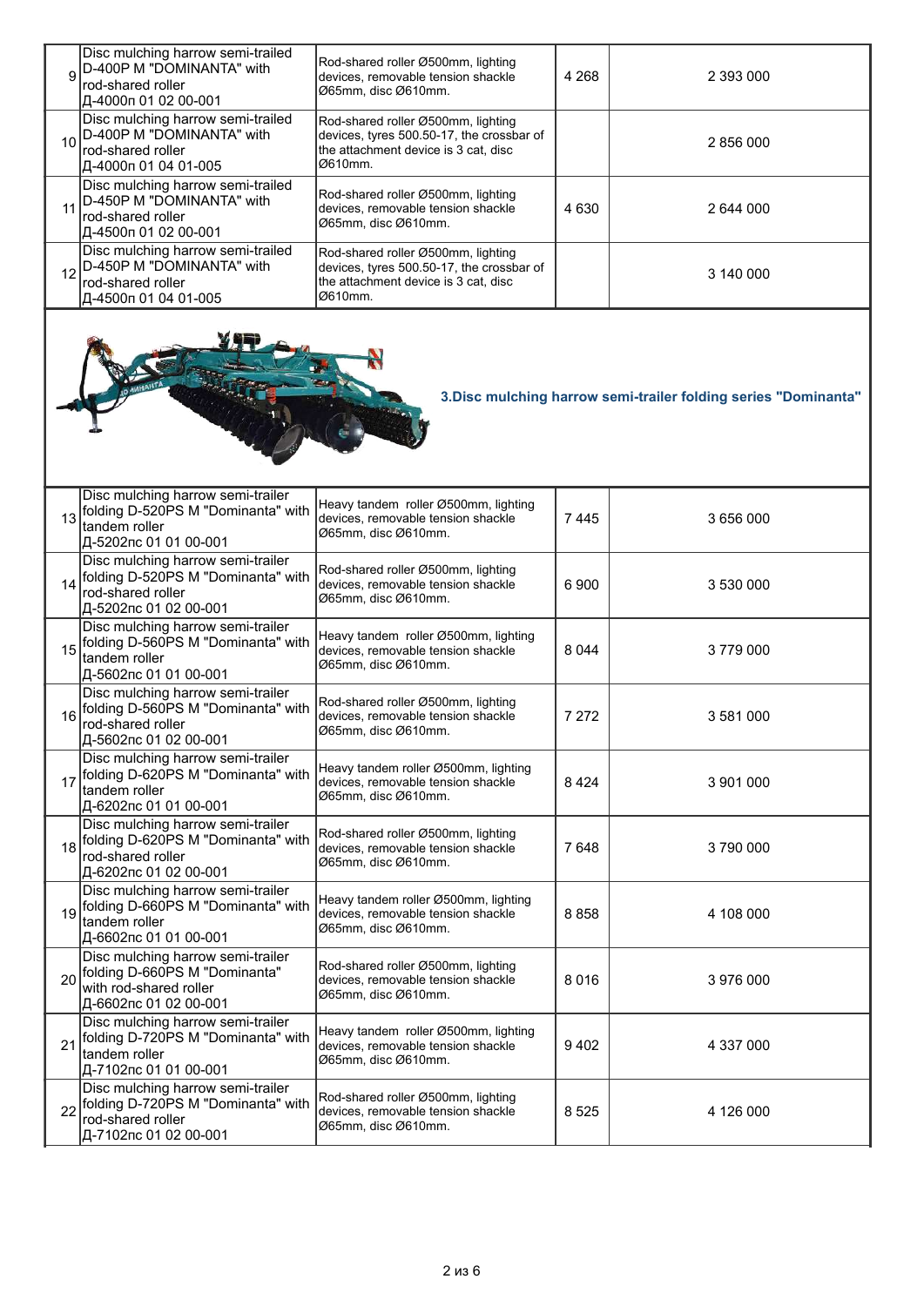| | | | | |
|---|---|---|---|---|
| 9 | Disc mulching harrow semi-trailed D-400P M "DOMINANTA" with rod-shared roller Д-4000п 01 02 00-001 | Rod-shared roller Ø500mm, lighting devices, removable tension shackle Ø65mm, disc Ø610mm. | 4 268 | 2 393 000 |
| 10 | Disc mulching harrow semi-trailed D-400P M "DOMINANTA" with rod-shared roller Д-4000п 01 04 01-005 | Rod-shared roller Ø500mm, lighting devices, tyres 500.50-17, the crossbar of the attachment device is 3 cat, disc Ø610mm. | | 2 856 000 |
| 11 | Disc mulching harrow semi-trailed D-450P M "DOMINANTA" with rod-shared roller Д-4500п 01 02 00-001 | Rod-shared roller Ø500mm, lighting devices, removable tension shackle Ø65mm, disc Ø610mm. | 4 630 | 2 644 000 |
| 12 | Disc mulching harrow semi-trailed D-450P M "DOMINANTA" with rod-shared roller Д-4500п 01 04 01-005 | Rod-shared roller Ø500mm, lighting devices, tyres 500.50-17, the crossbar of the attachment device is 3 cat, disc Ø610mm. | | 3 140 000 |

### 3.Disc mulching harrow semi-trailer folding series "Dominanta"

| | | | | |
|---|---|---|---|---|
| 13 | Disc mulching harrow semi-trailer folding D-520PS M "Dominanta" with tandem roller Д-5202пс 01 01 00-001 | Heavy tandem roller Ø500mm, lighting devices, removable tension shackle Ø65mm, disc Ø610mm. | 7 445 | 3 656 000 |
| 14 | Disc mulching harrow semi-trailer folding D-520PS M "Dominanta" with rod-shared roller Д-5202пс 01 02 00-001 | Rod-shared roller Ø500mm, lighting devices, removable tension shackle Ø65mm, disc Ø610mm. | 6 900 | 3 530 000 |
| 15 | Disc mulching harrow semi-trailer folding D-560PS M "Dominanta" with tandem roller Д-5602пс 01 01 00-001 | Heavy tandem roller Ø500mm, lighting devices, removable tension shackle Ø65mm, disc Ø610mm. | 8 044 | 3 779 000 |
| 16 | Disc mulching harrow semi-trailer folding D-560PS M "Dominanta" with rod-shared roller Д-5602пс 01 02 00-001 | Rod-shared roller Ø500mm, lighting devices, removable tension shackle Ø65mm, disc Ø610mm. | 7 272 | 3 581 000 |
| 17 | Disc mulching harrow semi-trailer folding D-620PS M "Dominanta" with tandem roller Д-6202пс 01 01 00-001 | Heavy tandem roller Ø500mm, lighting devices, removable tension shackle Ø65mm, disc Ø610mm. | 8 424 | 3 901 000 |
| 18 | Disc mulching harrow semi-trailer folding D-620PS M "Dominanta" with rod-shared roller Д-6202пс 01 02 00-001 | Rod-shared roller Ø500mm, lighting devices, removable tension shackle Ø65mm, disc Ø610mm. | 7 648 | 3 790 000 |
| 19 | Disc mulching harrow semi-trailer folding D-660PS M "Dominanta" with tandem roller Д-6602пс 01 01 00-001 | Heavy tandem roller Ø500mm, lighting devices, removable tension shackle Ø65mm, disc Ø610mm. | 8 858 | 4 108 000 |
| 20 | Disc mulching harrow semi-trailer folding D-660PS M "Dominanta" with rod-shared roller Д-6602пс 01 02 00-001 | Rod-shared roller Ø500mm, lighting devices, removable tension shackle Ø65mm, disc Ø610mm. | 8 016 | 3 976 000 |
| 21 | Disc mulching harrow semi-trailer folding D-720PS M "Dominanta" with tandem roller Д-7102пс 01 01 00-001 | Heavy tandem roller Ø500mm, lighting devices, removable tension shackle Ø65mm, disc Ø610mm. | 9 402 | 4 337 000 |
| 22 | Disc mulching harrow semi-trailer folding D-720PS M "Dominanta" with rod-shared roller Д-7102пс 01 02 00-001 | Rod-shared roller Ø500mm, lighting devices, removable tension shackle Ø65mm, disc Ø610mm. | 8 525 | 4 126 000 |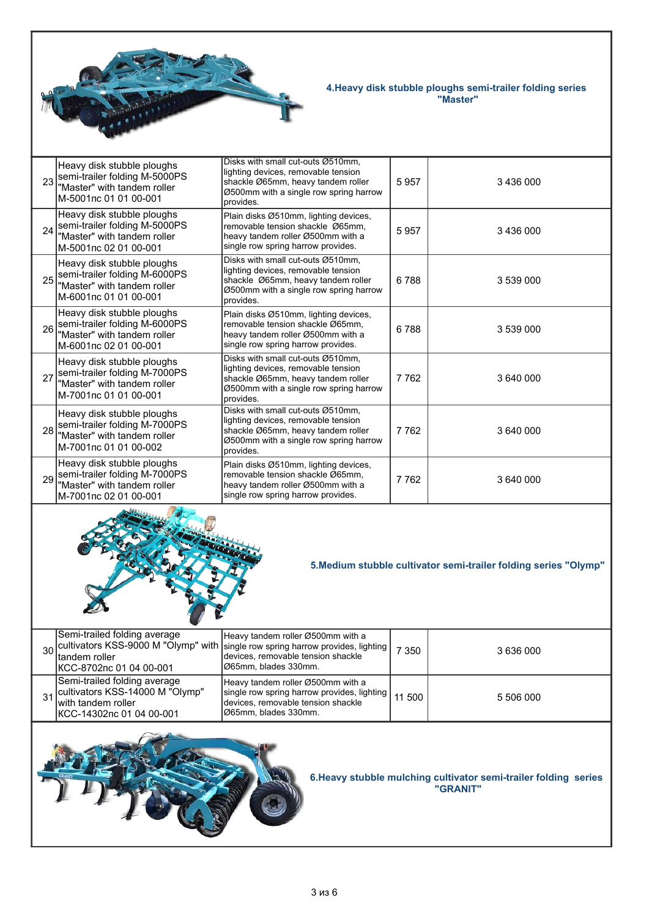## 4.Heavy disk stubble ploughs semi-trailer folding series "Master"

| | | | | |
|---|---|---|---|---|
| 23 | Heavy disk stubble ploughs semi-trailer folding M-5000PS "Master" with tandem roller M-5001пс 01 01 00-001 | Disks with small cut-outs Ø510mm, lighting devices, removable tension shackle Ø65mm, heavy tandem roller Ø500mm with a single row spring harrow provides. | 5 957 | 3 436 000 |
| 24 | Heavy disk stubble ploughs semi-trailer folding M-5000PS "Master" with tandem roller M-5001пс 02 01 00-001 | Plain disks Ø510mm, lighting devices, removable tension shackle Ø65mm, heavy tandem roller Ø500mm with a single row spring harrow provides. | 5 957 | 3 436 000 |
| 25 | Heavy disk stubble ploughs semi-trailer folding M-6000PS "Master" with tandem roller M-6001пс 01 01 00-001 | Disks with small cut-outs Ø510mm, lighting devices, removable tension shackle Ø65mm, heavy tandem roller Ø500mm with a single row spring harrow provides. | 6 788 | 3 539 000 |
| 26 | Heavy disk stubble ploughs semi-trailer folding M-6000PS "Master" with tandem roller M-6001пс 02 01 00-001 | Plain disks Ø510mm, lighting devices, removable tension shackle Ø65mm, heavy tandem roller Ø500mm with a single row spring harrow provides. | 6 788 | 3 539 000 |
| 27 | Heavy disk stubble ploughs semi-trailer folding M-7000PS "Master" with tandem roller M-7001пс 01 01 00-001 | Disks with small cut-outs Ø510mm, lighting devices, removable tension shackle Ø65mm, heavy tandem roller Ø500mm with a single row spring harrow provides. | 7 762 | 3 640 000 |
| 28 | Heavy disk stubble ploughs semi-trailer folding M-7000PS "Master" with tandem roller M-7001пс 01 01 00-002 | Disks with small cut-outs Ø510mm, lighting devices, removable tension shackle Ø65mm, heavy tandem roller Ø500mm with a single row spring harrow provides. | 7 762 | 3 640 000 |
| 29 | Heavy disk stubble ploughs semi-trailer folding M-7000PS "Master" with tandem roller M-7001пс 02 01 00-001 | Plain disks Ø510mm, lighting devices, removable tension shackle Ø65mm, heavy tandem roller Ø500mm with a single row spring harrow provides. | 7 762 | 3 640 000 |

## 5.Medium stubble cultivator semi-trailer folding series "Olymp"

| | | | | |
|---|---|---|---|---|
| 30 | Semi-trailed folding average cultivators KSS-9000 M "Olymp" with tandem roller KCC-8702пс 01 04 00-001 | Heavy tandem roller Ø500mm with a single row spring harrow provides, lighting devices, removable tension shackle Ø65mm, blades 330mm. | 7 350 | 3 636 000 |
| 31 | Semi-trailed folding average cultivators KSS-14000 M "Olymp" with tandem roller KCC-14302пс 01 04 00-001 | Heavy tandem roller Ø500mm with a single row spring harrow provides, lighting devices, removable tension shackle Ø65mm, blades 330mm. | 11 500 | 5 506 000 |

## 6.Heavy stubble mulching cultivator semi-trailer folding series "GRANIT"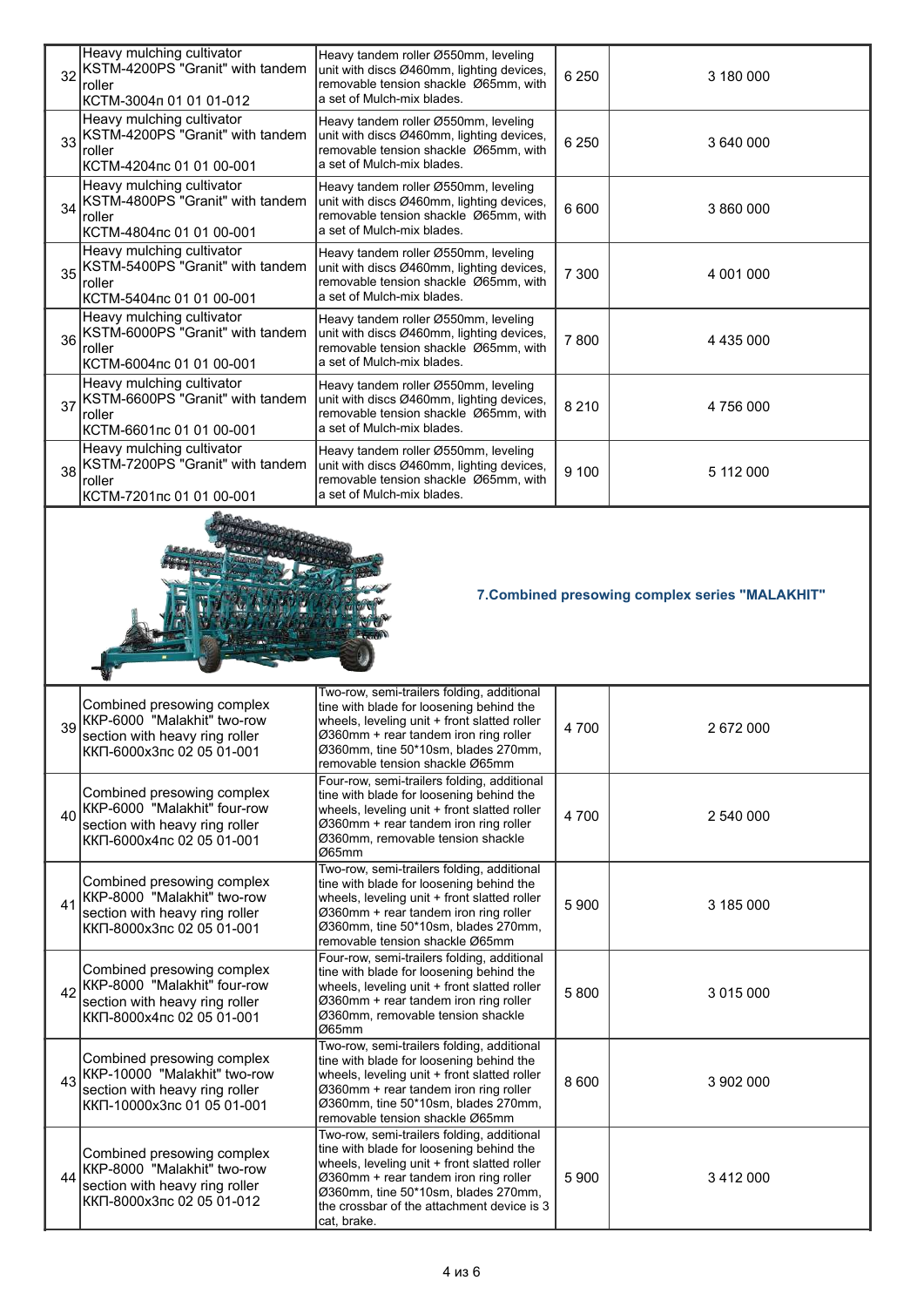| 32 | Heavy mulching cultivator KSTM-4200PS "Granit" with tandem roller КСТМ-3004п 01 01 01-012 | Heavy tandem roller Ø550mm, leveling unit with discs Ø460mm, lighting devices, removable tension shackle Ø65mm, with a set of Mulch-mix blades. | 6 250 | 3 180 000 |
|---|---|---|---|---|
| 33 | Heavy mulching cultivator KSTM-4200PS "Granit" with tandem roller КСТМ-4204пс 01 01 00-001 | Heavy tandem roller Ø550mm, leveling unit with discs Ø460mm, lighting devices, removable tension shackle Ø65mm, with a set of Mulch-mix blades. | 6 250 | 3 640 000 |
| 34 | Heavy mulching cultivator KSTM-4800PS "Granit" with tandem roller КСТМ-4804пс 01 01 00-001 | Heavy tandem roller Ø550mm, leveling unit with discs Ø460mm, lighting devices, removable tension shackle Ø65mm, with a set of Mulch-mix blades. | 6 600 | 3 860 000 |
| 35 | Heavy mulching cultivator KSTM-5400PS "Granit" with tandem roller КСТМ-5404пс 01 01 00-001 | Heavy tandem roller Ø550mm, leveling unit with discs Ø460mm, lighting devices, removable tension shackle Ø65mm, with a set of Mulch-mix blades. | 7 300 | 4 001 000 |
| 36 | Heavy mulching cultivator KSTM-6000PS "Granit" with tandem roller КСТМ-6004пс 01 01 00-001 | Heavy tandem roller Ø550mm, leveling unit with discs Ø460mm, lighting devices, removable tension shackle Ø65mm, with a set of Mulch-mix blades. | 7 800 | 4 435 000 |
| 37 | Heavy mulching cultivator KSTM-6600PS "Granit" with tandem roller КСТМ-6601пс 01 01 00-001 | Heavy tandem roller Ø550mm, leveling unit with discs Ø460mm, lighting devices, removable tension shackle Ø65mm, with a set of Mulch-mix blades. | 8 210 | 4 756 000 |
| 38 | Heavy mulching cultivator KSTM-7200PS "Granit" with tandem roller КСТМ-7201пс 01 01 00-001 | Heavy tandem roller Ø550mm, leveling unit with discs Ø460mm, lighting devices, removable tension shackle Ø65mm, with a set of Mulch-mix blades. | 9 100 | 5 112 000 |

## 7.Combined presowing complex series "MALAKHIT"

| 39 | Combined presowing complex KKP-6000 "Malakhit" two-row section with heavy ring roller ККП-6000х3пс 02 05 01-001 | Two-row, semi-trailers folding, additional tine with blade for loosening behind the wheels, leveling unit + front slatted roller Ø360mm + rear tandem iron ring roller Ø360mm, tine 50*10sm, blades 270mm, removable tension shackle Ø65mm | 4 700 | 2 672 000 |
|---|---|---|---|---|
| 40 | Combined presowing complex KKP-6000 "Malakhit" four-row section with heavy ring roller ККП-6000х4пс 02 05 01-001 | Four-row, semi-trailers folding, additional tine with blade for loosening behind the wheels, leveling unit + front slatted roller Ø360mm + rear tandem iron ring roller Ø360mm, removable tension shackle Ø65mm | 4 700 | 2 540 000 |
| 41 | Combined presowing complex KKP-8000 "Malakhit" two-row section with heavy ring roller ККП-8000х3пс 02 05 01-001 | Two-row, semi-trailers folding, additional tine with blade for loosening behind the wheels, leveling unit + front slatted roller Ø360mm + rear tandem iron ring roller Ø360mm, tine 50*10sm, blades 270mm, removable tension shackle Ø65mm | 5 900 | 3 185 000 |
| 42 | Combined presowing complex KKP-8000 "Malakhit" four-row section with heavy ring roller ККП-8000х4пс 02 05 01-001 | Four-row, semi-trailers folding, additional tine with blade for loosening behind the wheels, leveling unit + front slatted roller Ø360mm + rear tandem iron ring roller Ø360mm, removable tension shackle Ø65mm | 5 800 | 3 015 000 |
| 43 | Combined presowing complex KKP-10000 "Malakhit" two-row section with heavy ring roller ККП-10000х3пс 01 05 01-001 | Two-row, semi-trailers folding, additional tine with blade for loosening behind the wheels, leveling unit + front slatted roller Ø360mm + rear tandem iron ring roller Ø360mm, tine 50*10sm, blades 270mm, removable tension shackle Ø65mm | 8 600 | 3 902 000 |
| 44 | Combined presowing complex KKP-8000 "Malakhit" two-row section with heavy ring roller ККП-8000х3пс 02 05 01-012 | Two-row, semi-trailers folding, additional tine with blade for loosening behind the wheels, leveling unit + front slatted roller Ø360mm + rear tandem iron ring roller Ø360mm, tine 50*10sm, blades 270mm, the crossbar of the attachment device is 3 cat, brake. | 5 900 | 3 412 000 |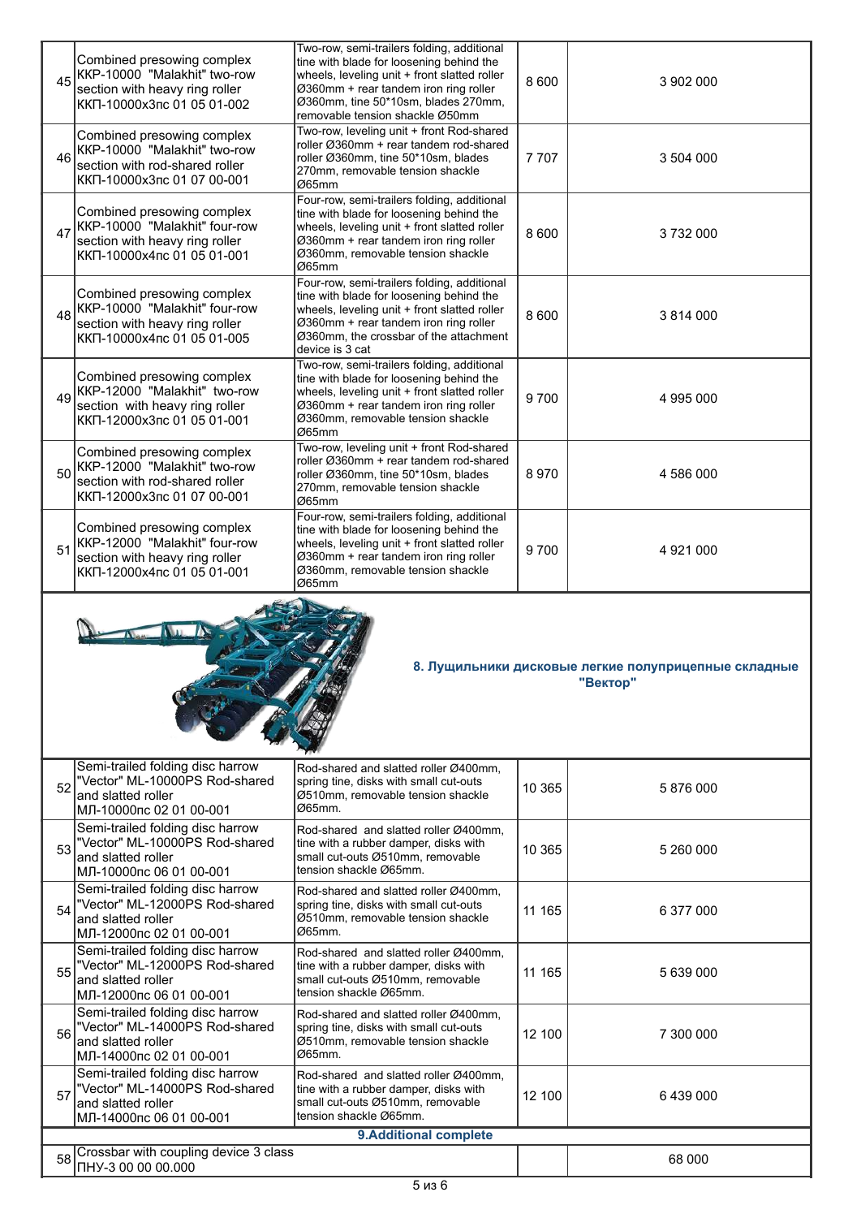| | | | | |
|---|---|---|---|---|
| 45 | Combined presowing complex KKP-10000 "Malakhit" two-row section with heavy ring roller ККП-10000х3пс 01 05 01-002 | Two-row, semi-trailers folding, additional tine with blade for loosening behind the wheels, leveling unit + front slatted roller Ø360mm + rear tandem iron ring roller Ø360mm, tine 50*10sm, blades 270mm, removable tension shackle Ø50mm | 8 600 | 3 902 000 |
| 46 | Combined presowing complex KKP-10000 "Malakhit" two-row section with rod-shared roller ККП-10000х3пс 01 07 00-001 | Two-row, leveling unit + front Rod-shared roller Ø360mm + rear tandem rod-shared roller Ø360mm, tine 50*10sm, blades 270mm, removable tension shackle Ø65mm | 7 707 | 3 504 000 |
| 47 | Combined presowing complex KKP-10000 "Malakhit" four-row section with heavy ring roller ККП-10000х4пс 01 05 01-001 | Four-row, semi-trailers folding, additional tine with blade for loosening behind the wheels, leveling unit + front slatted roller Ø360mm + rear tandem iron ring roller Ø360mm, removable tension shackle Ø65mm | 8 600 | 3 732 000 |
| 48 | Combined presowing complex KKP-10000 "Malakhit" four-row section with heavy ring roller ККП-10000х4пс 01 05 01-005 | Four-row, semi-trailers folding, additional tine with blade for loosening behind the wheels, leveling unit + front slatted roller Ø360mm + rear tandem iron ring roller Ø360mm, the crossbar of the attachment device is 3 cat | 8 600 | 3 814 000 |
| 49 | Combined presowing complex KKP-12000 "Malakhit" two-row section with heavy ring roller ККП-12000х3пс 01 05 01-001 | Two-row, semi-trailers folding, additional tine with blade for loosening behind the wheels, leveling unit + front slatted roller Ø360mm + rear tandem iron ring roller Ø360mm, removable tension shackle Ø65mm | 9 700 | 4 995 000 |
| 50 | Combined presowing complex KKP-12000 "Malakhit" two-row section with rod-shared roller ККП-12000х3пс 01 07 00-001 | Two-row, leveling unit + front Rod-shared roller Ø360mm + rear tandem rod-shared roller Ø360mm, tine 50*10sm, blades 270mm, removable tension shackle Ø65mm | 8 970 | 4 586 000 |
| 51 | Combined presowing complex KKP-12000 "Malakhit" four-row section with heavy ring roller ККП-12000х4пс 01 05 01-001 | Four-row, semi-trailers folding, additional tine with blade for loosening behind the wheels, leveling unit + front slatted roller Ø360mm + rear tandem iron ring roller Ø360mm, removable tension shackle Ø65mm | 9 700 | 4 921 000 |

**8. Лущильники дисковые легкие полуприцепные складные "Вектор"**

| | | | | |
|---|---|---|---|---|
| 52 | Semi-trailed folding disc harrow "Vector" ML-10000PS Rod-shared and slatted roller МЛ-10000пс 02 01 00-001 | Rod-shared and slatted roller Ø400mm, spring tine, disks with small cut-outs Ø510mm, removable tension shackle Ø65mm. | 10 365 | 5 876 000 |
| 53 | Semi-trailed folding disc harrow "Vector" ML-10000PS Rod-shared and slatted roller МЛ-10000пс 06 01 00-001 | Rod-shared and slatted roller Ø400mm, tine with a rubber damper, disks with small cut-outs Ø510mm, removable tension shackle Ø65mm. | 10 365 | 5 260 000 |
| 54 | Semi-trailed folding disc harrow "Vector" ML-12000PS Rod-shared and slatted roller МЛ-12000пс 02 01 00-001 | Rod-shared and slatted roller Ø400mm, spring tine, disks with small cut-outs Ø510mm, removable tension shackle Ø65mm. | 11 165 | 6 377 000 |
| 55 | Semi-trailed folding disc harrow "Vector" ML-12000PS Rod-shared and slatted roller МЛ-12000пс 06 01 00-001 | Rod-shared and slatted roller Ø400mm, tine with a rubber damper, disks with small cut-outs Ø510mm, removable tension shackle Ø65mm. | 11 165 | 5 639 000 |
| 56 | Semi-trailed folding disc harrow "Vector" ML-14000PS Rod-shared and slatted roller МЛ-14000пс 02 01 00-001 | Rod-shared and slatted roller Ø400mm, spring tine, disks with small cut-outs Ø510mm, removable tension shackle Ø65mm. | 12 100 | 7 300 000 |
| 57 | Semi-trailed folding disc harrow "Vector" ML-14000PS Rod-shared and slatted roller МЛ-14000пс 06 01 00-001 | Rod-shared and slatted roller Ø400mm, tine with a rubber damper, disks with small cut-outs Ø510mm, removable tension shackle Ø65mm. | 12 100 | 6 439 000 |
| | **9.Additional complete** | | | |
| 58 | Crossbar with coupling device 3 class ПНУ-3 00 00 00.000 | | | 68 000 |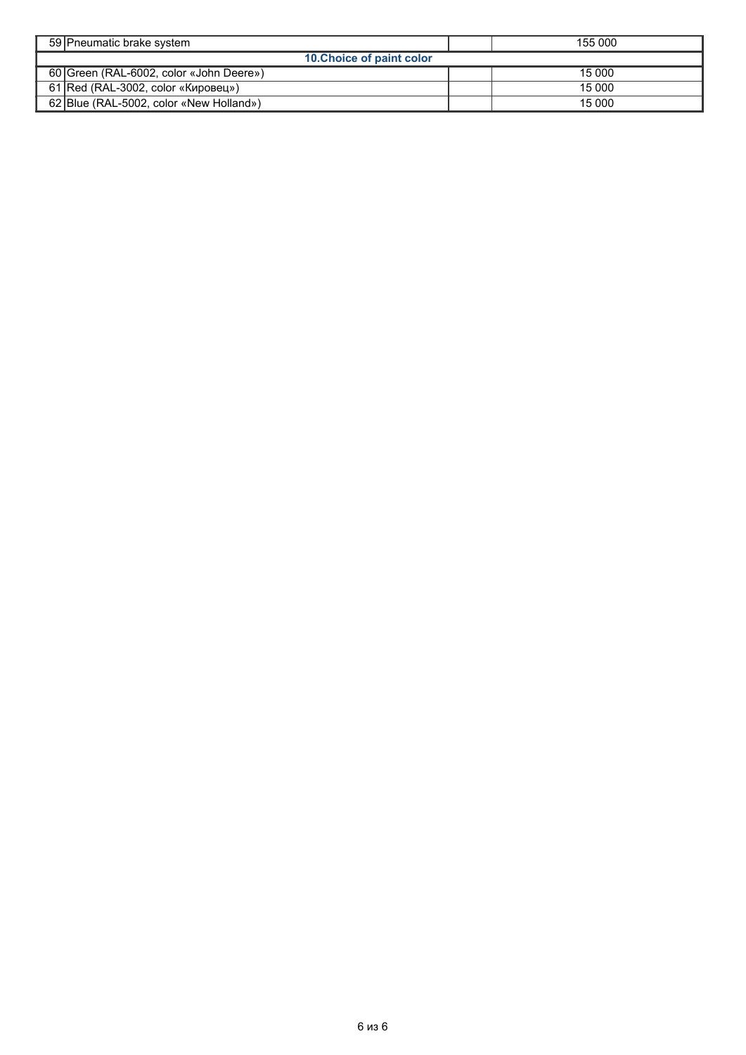| | | | |
|---|---|---|---|
| 59 | Pneumatic brake system | | 155 000 |
| | **10.Choice of paint color** | | |
| 60 | Green (RAL-6002, color «John Deere») | | 15 000 |
| 61 | Red (RAL-3002, color «Кировец») | | 15 000 |
| 62 | Blue (RAL-5002, color «New Holland») | | 15 000 |